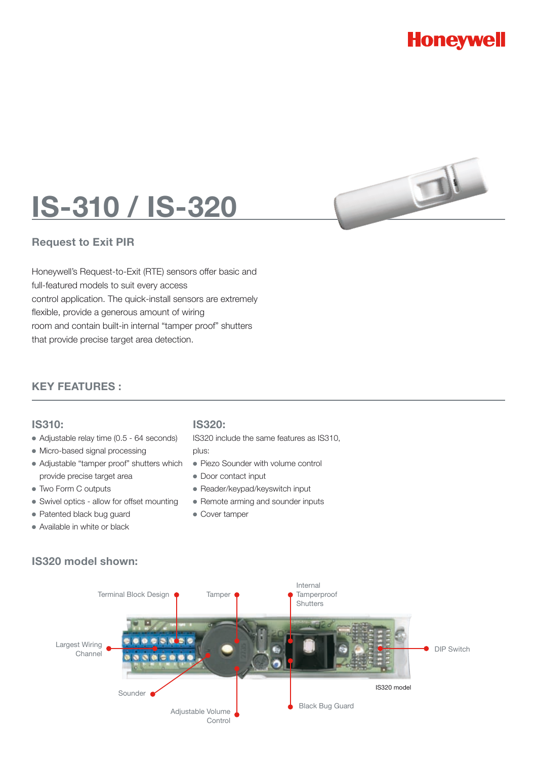Honeywell

# IS-310 / IS-320

## Request to Exit PIR

Honeywell's Request-to-Exit (RTE) sensors offer basic and full-featured models to suit every access control application. The quick-install sensors are extremely flexible, provide a generous amount of wiring room and contain built-in internal "tamper proof" shutters that provide precise target area detection.

## KEY FEATURES :

### IS310:

- Adjustable relay time (0.5 - 64 seconds)
- Micro-based signal processing
- Adjustable "tamper proof" shutters which provide precise target area
- Two Form C outputs
- Swivel optics - allow for offset mounting
- Patented black bug guard
- Available in white or black

### IS320:

IS320 include the same features as IS310, plus:

- Piezo Sounder with volume control
- Door contact input
- Reader/keypad/keyswitch input
- Remote arming and sounder inputs
- Cover tamper

## IS320 model shown:

Terminal Block Design

Tamper

Internal Tamperproof Shutters

Largest Wiring Channel

DIP Switch

IS320 model

Sounder

Black Bug Guard

Adjustable Volume Control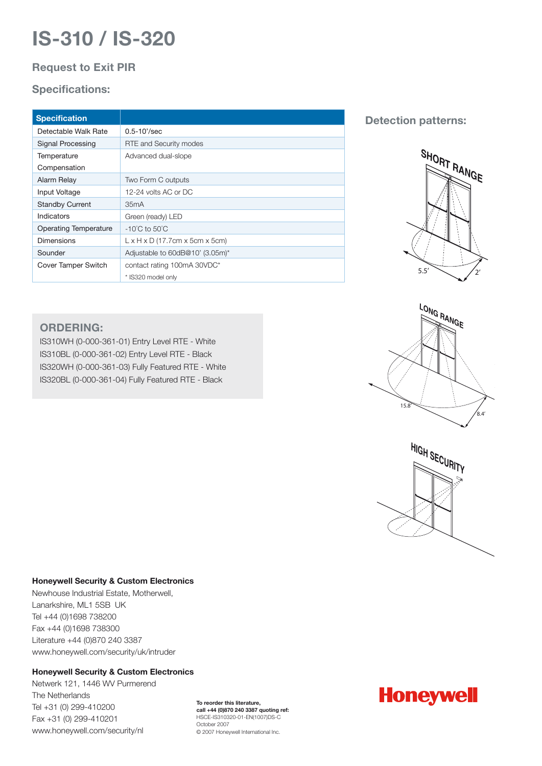# IS-310 / IS-320

## Request to Exit PIR

## Specifications:

| Specification | |
|---|---|
| Detectable Walk Rate | 0.5-10'/sec |
| Signal Processing | RTE and Security modes |
| Temperature Compensation | Advanced dual-slope |
| Alarm Relay | Two Form C outputs |
| Input Voltage | 12-24 volts AC or DC |
| Standby Current | 35mA |
| Indicators | Green (ready) LED |
| Operating Temperature | -10˚C to 50˚C |
| Dimensions | L x H x D (17.7cm x 5cm x 5cm) |
| Sounder | Adjustable to 60dB@10' (3.05m)* |
| Cover Tamper Switch | contact rating 100mA 30VDC* |

\* IS320 model only

## Detection patterns:

SHORT RANGE

5.5'

2'

LONG RANGE

15.8'

8.4'

HIGH SECURITY

## ORDERING:

IS310WH (0-000-361-01) Entry Level RTE - White
IS310BL (0-000-361-02) Entry Level RTE - Black
IS320WH (0-000-361-03) Fully Featured RTE - White
IS320BL (0-000-361-04) Fully Featured RTE - Black

**Honeywell Security & Custom Electronics**
Newhouse Industrial Estate, Motherwell,
Lanarkshire, ML1 5SB UK
Tel +44 (0)1698 738200
Fax +44 (0)1698 738300
Literature +44 (0)870 240 3387
www.honeywell.com/security/uk/intruder

**Honeywell Security & Custom Electronics**
Netwerk 121, 1446 WV Purmerend
The Netherlands
Tel +31 (0) 299-410200
Fax +31 (0) 299-410201
www.honeywell.com/security/nl

**To reorder this literature, call +44 (0)870 240 3387 quoting ref:**
HSCE-IS310320-01-EN(1007)DS-C
October 2007
© 2007 Honeywell International Inc.

Honeywell